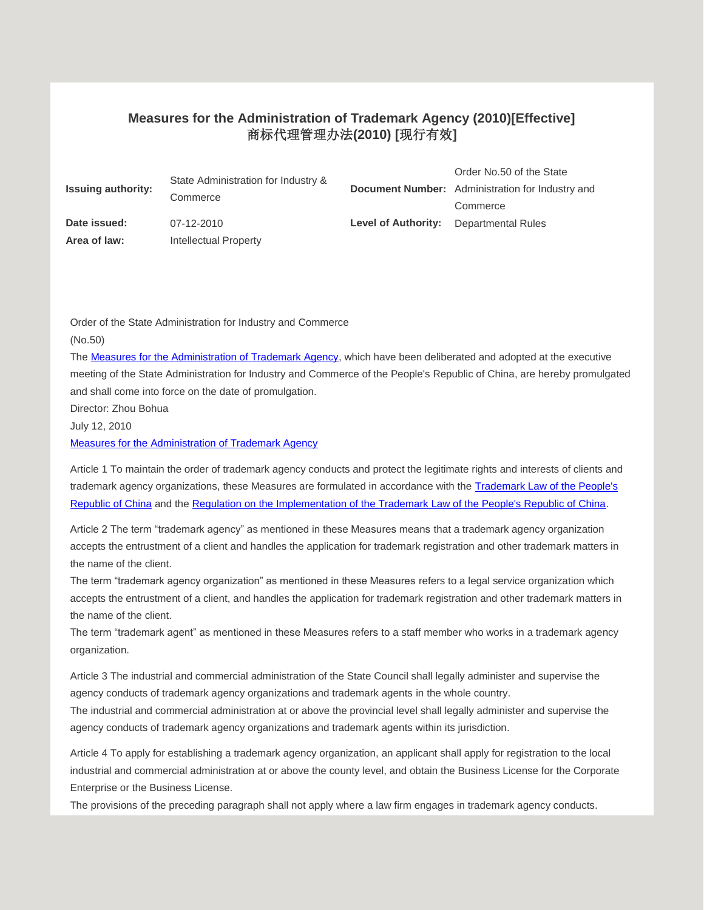# Measures for the Administration of Trademark Agency (2010)[Effective]
# 商标代理管理办法(2010) [现行有效]

| | | | |
|---|---|---|---|
| **Issuing authority:** | State Administration for Industry & Commerce | **Document Number:** | Order No.50 of the State Administration for Industry and Commerce |
| **Date issued:** | 07-12-2010 | **Level of Authority:** | Departmental Rules |
| **Area of law:** | Intellectual Property | | |

Order of the State Administration for Industry and Commerce

(No.50)

The Measures for the Administration of Trademark Agency, which have been deliberated and adopted at the executive meeting of the State Administration for Industry and Commerce of the People's Republic of China, are hereby promulgated and shall come into force on the date of promulgation.

Director: Zhou Bohua

July 12, 2010

Measures for the Administration of Trademark Agency

Article 1 To maintain the order of trademark agency conducts and protect the legitimate rights and interests of clients and trademark agency organizations, these Measures are formulated in accordance with the Trademark Law of the People's Republic of China and the Regulation on the Implementation of the Trademark Law of the People's Republic of China.

Article 2 The term "trademark agency" as mentioned in these Measures means that a trademark agency organization accepts the entrustment of a client and handles the application for trademark registration and other trademark matters in the name of the client.

The term "trademark agency organization" as mentioned in these Measures refers to a legal service organization which accepts the entrustment of a client, and handles the application for trademark registration and other trademark matters in the name of the client.

The term "trademark agent" as mentioned in these Measures refers to a staff member who works in a trademark agency organization.

Article 3 The industrial and commercial administration of the State Council shall legally administer and supervise the agency conducts of trademark agency organizations and trademark agents in the whole country.

The industrial and commercial administration at or above the provincial level shall legally administer and supervise the agency conducts of trademark agency organizations and trademark agents within its jurisdiction.

Article 4 To apply for establishing a trademark agency organization, an applicant shall apply for registration to the local industrial and commercial administration at or above the county level, and obtain the Business License for the Corporate Enterprise or the Business License.

The provisions of the preceding paragraph shall not apply where a law firm engages in trademark agency conducts.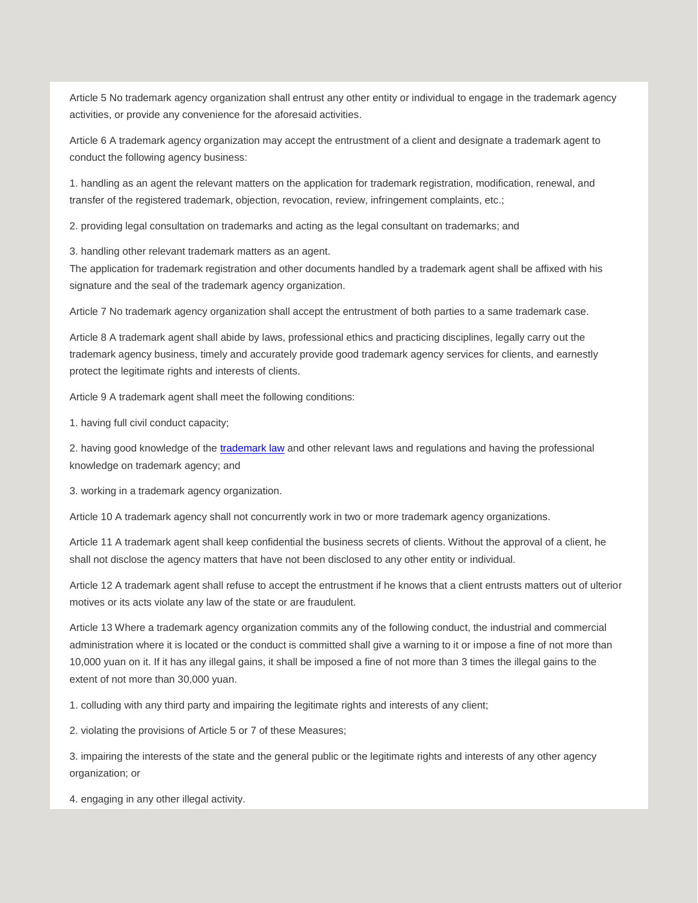Article 5 No trademark agency organization shall entrust any other entity or individual to engage in the trademark agency activities, or provide any convenience for the aforesaid activities.

Article 6 A trademark agency organization may accept the entrustment of a client and designate a trademark agent to conduct the following agency business:

1. handling as an agent the relevant matters on the application for trademark registration, modification, renewal, and transfer of the registered trademark, objection, revocation, review, infringement complaints, etc.;

2. providing legal consultation on trademarks and acting as the legal consultant on trademarks; and

3. handling other relevant trademark matters as an agent.
The application for trademark registration and other documents handled by a trademark agent shall be affixed with his signature and the seal of the trademark agency organization.

Article 7 No trademark agency organization shall accept the entrustment of both parties to a same trademark case.

Article 8 A trademark agent shall abide by laws, professional ethics and practicing disciplines, legally carry out the trademark agency business, timely and accurately provide good trademark agency services for clients, and earnestly protect the legitimate rights and interests of clients.

Article 9 A trademark agent shall meet the following conditions:

1. having full civil conduct capacity;

2. having good knowledge of the trademark law and other relevant laws and regulations and having the professional knowledge on trademark agency; and

3. working in a trademark agency organization.

Article 10 A trademark agency shall not concurrently work in two or more trademark agency organizations.

Article 11 A trademark agent shall keep confidential the business secrets of clients. Without the approval of a client, he shall not disclose the agency matters that have not been disclosed to any other entity or individual.

Article 12 A trademark agent shall refuse to accept the entrustment if he knows that a client entrusts matters out of ulterior motives or its acts violate any law of the state or are fraudulent.

Article 13 Where a trademark agency organization commits any of the following conduct, the industrial and commercial administration where it is located or the conduct is committed shall give a warning to it or impose a fine of not more than 10,000 yuan on it. If it has any illegal gains, it shall be imposed a fine of not more than 3 times the illegal gains to the extent of not more than 30,000 yuan.

1. colluding with any third party and impairing the legitimate rights and interests of any client;

2. violating the provisions of Article 5 or 7 of these Measures;

3. impairing the interests of the state and the general public or the legitimate rights and interests of any other agency organization; or

4. engaging in any other illegal activity.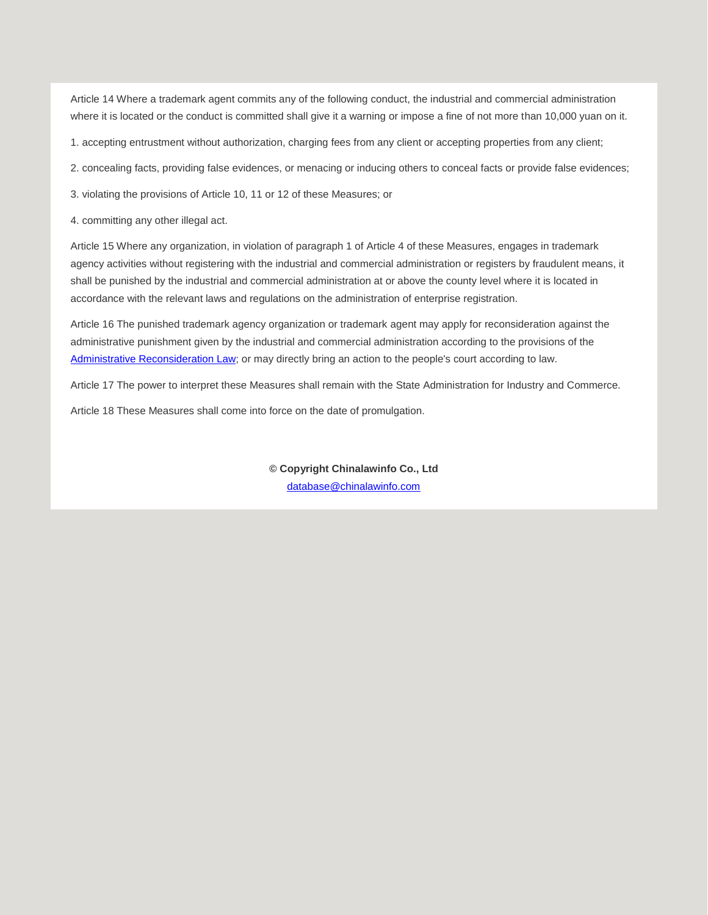Article 14 Where a trademark agent commits any of the following conduct, the industrial and commercial administration where it is located or the conduct is committed shall give it a warning or impose a fine of not more than 10,000 yuan on it.

1. accepting entrustment without authorization, charging fees from any client or accepting properties from any client;

2. concealing facts, providing false evidences, or menacing or inducing others to conceal facts or provide false evidences;

3. violating the provisions of Article 10, 11 or 12 of these Measures; or

4. committing any other illegal act.

Article 15 Where any organization, in violation of paragraph 1 of Article 4 of these Measures, engages in trademark agency activities without registering with the industrial and commercial administration or registers by fraudulent means, it shall be punished by the industrial and commercial administration at or above the county level where it is located in accordance with the relevant laws and regulations on the administration of enterprise registration.

Article 16 The punished trademark agency organization or trademark agent may apply for reconsideration against the administrative punishment given by the industrial and commercial administration according to the provisions of the Administrative Reconsideration Law; or may directly bring an action to the people's court according to law.

Article 17 The power to interpret these Measures shall remain with the State Administration for Industry and Commerce.

Article 18 These Measures shall come into force on the date of promulgation.

**© Copyright Chinalawinfo Co., Ltd**

database@chinalawinfo.com